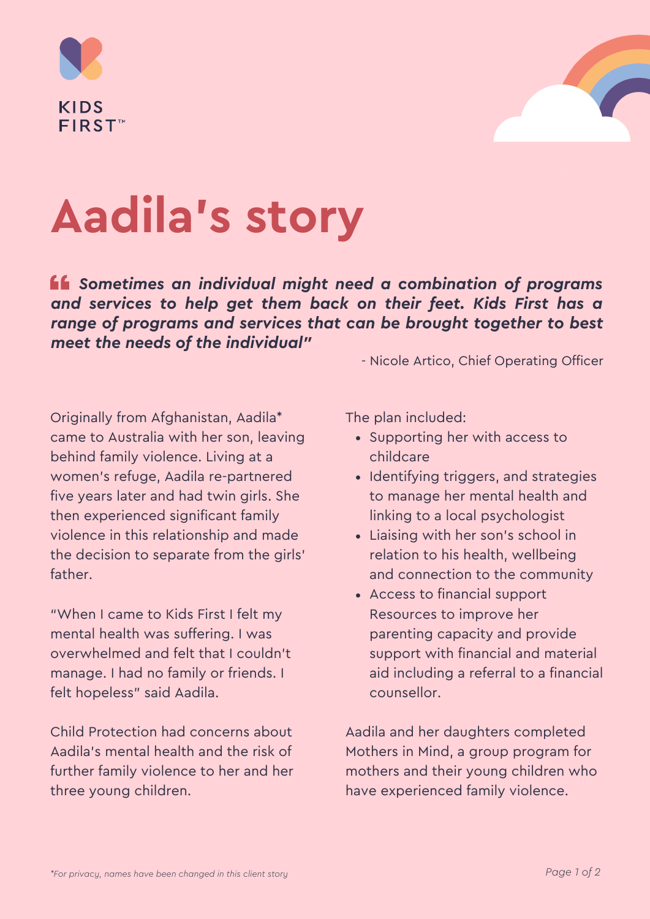KIDS FIRST™

# Aadila's story

> ***Sometimes an individual might need a combination of programs and services to help get them back on their feet. Kids First has a range of programs and services that can be brought together to best meet the needs of the individual"***
>
> \- Nicole Artico, Chief Operating Officer

Originally from Afghanistan, Aadila* came to Australia with her son, leaving behind family violence. Living at a women's refuge, Aadila re-partnered five years later and had twin girls. She then experienced significant family violence in this relationship and made the decision to separate from the girls' father.

"When I came to Kids First I felt my mental health was suffering. I was overwhelmed and felt that I couldn't manage. I had no family or friends. I felt hopeless" said Aadila.

Child Protection had concerns about Aadila's mental health and the risk of further family violence to her and her three young children.

The plan included:

- Supporting her with access to childcare
- Identifying triggers, and strategies to manage her mental health and linking to a local psychologist
- Liaising with her son's school in relation to his health, wellbeing and connection to the community
- Access to financial support Resources to improve her parenting capacity and provide support with financial and material aid including a referral to a financial counsellor.

Aadila and her daughters completed Mothers in Mind, a group program for mothers and their young children who have experienced family violence.

*\*For privacy, names have been changed in this client story*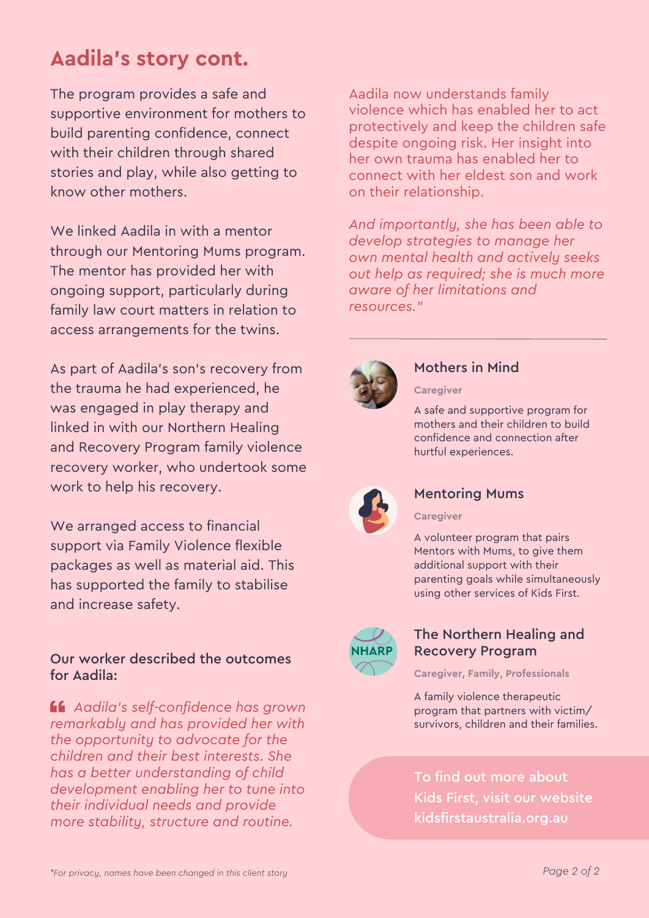## Aadila's story cont.

The program provides a safe and supportive environment for mothers to build parenting confidence, connect with their children through shared stories and play, while also getting to know other mothers.

We linked Aadila in with a mentor through our Mentoring Mums program. The mentor has provided her with ongoing support, particularly during family law court matters in relation to access arrangements for the twins.

As part of Aadila's son's recovery from the trauma he had experienced, he was engaged in play therapy and linked in with our Northern Healing and Recovery Program family violence recovery worker, who undertook some work to help his recovery.

We arranged access to financial support via Family Violence flexible packages as well as material aid. This has supported the family to stabilise and increase safety.

### Our worker described the outcomes for Aadila:

> *" Aadila's self-confidence has grown remarkably and has provided her with the opportunity to advocate for the children and their best interests. She has a better understanding of child development enabling her to tune into their individual needs and provide more stability, structure and routine.*
>
> Aadila now understands family violence which has enabled her to act protectively and keep the children safe despite ongoing risk. Her insight into her own trauma has enabled her to connect with her eldest son and work on their relationship.
>
> *And importantly, she has been able to develop strategies to manage her own mental health and actively seeks out help as required; she is much more aware of her limitations and resources."*

---

### Mothers in Mind

**Caregiver**

A safe and supportive program for mothers and their children to build confidence and connection after hurtful experiences.

### Mentoring Mums

**Caregiver**

A volunteer program that pairs Mentors with Mums, to give them additional support with their parenting goals while simultaneously using other services of Kids First.

### The Northern Healing and Recovery Program

**Caregiver, Family, Professionals**

A family violence therapeutic program that partners with victim/ survivors, children and their families.

**To find out more about Kids First, visit our website kidsfirstaustralia.org.au**

*For privacy, names have been changed in this client story*